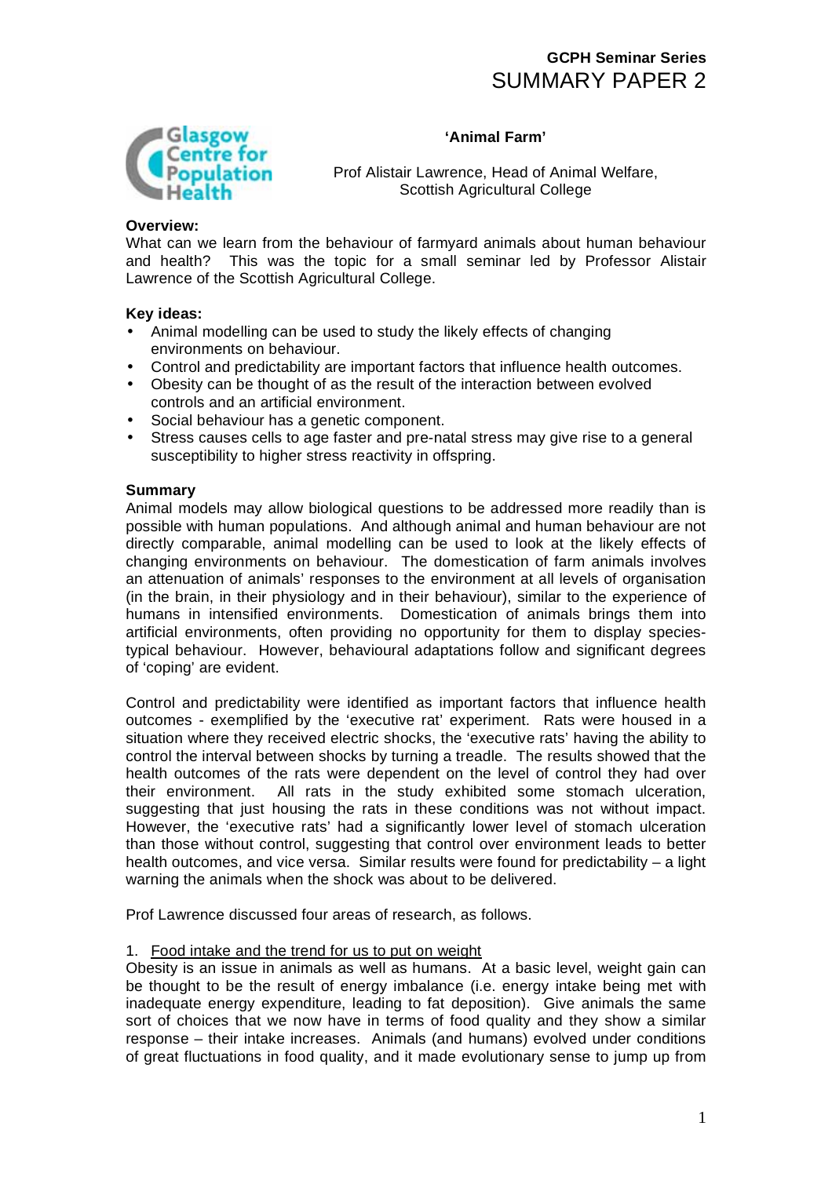**GCPH Seminar Series**
# SUMMARY PAPER 2

## 'Animal Farm'

Prof Alistair Lawrence, Head of Animal Welfare,
Scottish Agricultural College

### Overview:

What can we learn from the behaviour of farmyard animals about human behaviour and health? This was the topic for a small seminar led by Professor Alistair Lawrence of the Scottish Agricultural College.

### Key ideas:

- Animal modelling can be used to study the likely effects of changing environments on behaviour.
- Control and predictability are important factors that influence health outcomes.
- Obesity can be thought of as the result of the interaction between evolved controls and an artificial environment.
- Social behaviour has a genetic component.
- Stress causes cells to age faster and pre-natal stress may give rise to a general susceptibility to higher stress reactivity in offspring.

### Summary

Animal models may allow biological questions to be addressed more readily than is possible with human populations. And although animal and human behaviour are not directly comparable, animal modelling can be used to look at the likely effects of changing environments on behaviour. The domestication of farm animals involves an attenuation of animals' responses to the environment at all levels of organisation (in the brain, in their physiology and in their behaviour), similar to the experience of humans in intensified environments. Domestication of animals brings them into artificial environments, often providing no opportunity for them to display species-typical behaviour. However, behavioural adaptations follow and significant degrees of 'coping' are evident.

Control and predictability were identified as important factors that influence health outcomes - exemplified by the 'executive rat' experiment. Rats were housed in a situation where they received electric shocks, the 'executive rats' having the ability to control the interval between shocks by turning a treadle. The results showed that the health outcomes of the rats were dependent on the level of control they had over their environment. All rats in the study exhibited some stomach ulceration, suggesting that just housing the rats in these conditions was not without impact. However, the 'executive rats' had a significantly lower level of stomach ulceration than those without control, suggesting that control over environment leads to better health outcomes, and vice versa. Similar results were found for predictability – a light warning the animals when the shock was about to be delivered.

Prof Lawrence discussed four areas of research, as follows.

1. Food intake and the trend for us to put on weight

Obesity is an issue in animals as well as humans. At a basic level, weight gain can be thought to be the result of energy imbalance (i.e. energy intake being met with inadequate energy expenditure, leading to fat deposition). Give animals the same sort of choices that we now have in terms of food quality and they show a similar response – their intake increases. Animals (and humans) evolved under conditions of great fluctuations in food quality, and it made evolutionary sense to jump up from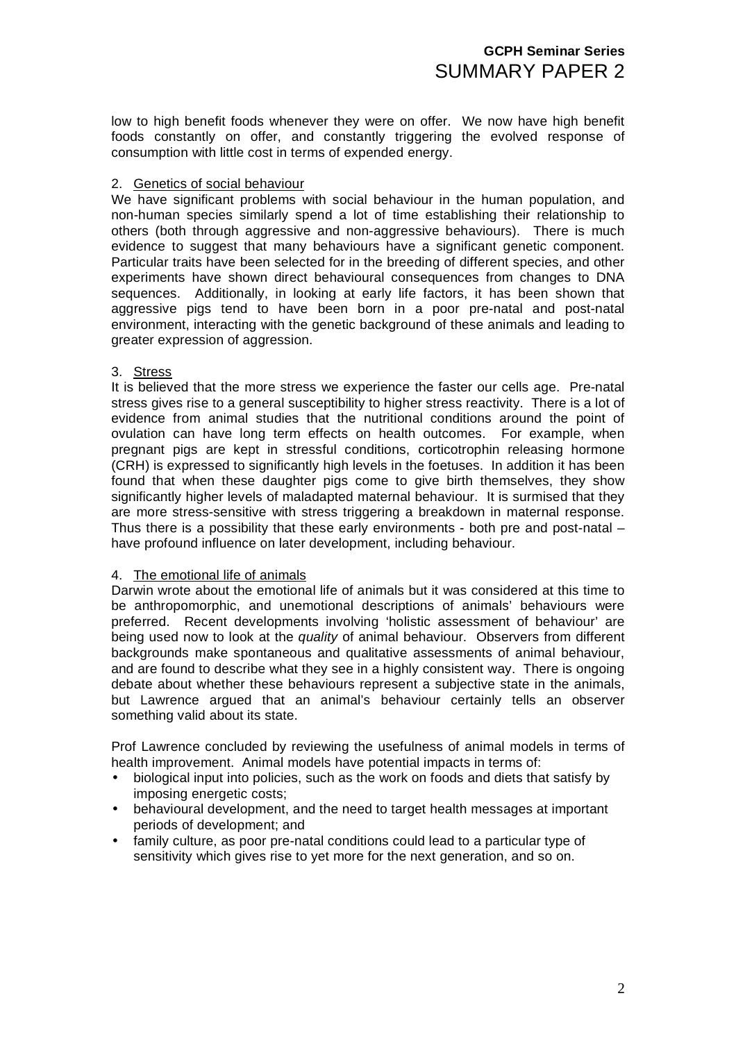low to high benefit foods whenever they were on offer. We now have high benefit foods constantly on offer, and constantly triggering the evolved response of consumption with little cost in terms of expended energy.

2. Genetics of social behaviour

We have significant problems with social behaviour in the human population, and non-human species similarly spend a lot of time establishing their relationship to others (both through aggressive and non-aggressive behaviours). There is much evidence to suggest that many behaviours have a significant genetic component. Particular traits have been selected for in the breeding of different species, and other experiments have shown direct behavioural consequences from changes to DNA sequences. Additionally, in looking at early life factors, it has been shown that aggressive pigs tend to have been born in a poor pre-natal and post-natal environment, interacting with the genetic background of these animals and leading to greater expression of aggression.

3. Stress

It is believed that the more stress we experience the faster our cells age. Pre-natal stress gives rise to a general susceptibility to higher stress reactivity. There is a lot of evidence from animal studies that the nutritional conditions around the point of ovulation can have long term effects on health outcomes. For example, when pregnant pigs are kept in stressful conditions, corticotrophin releasing hormone (CRH) is expressed to significantly high levels in the foetuses. In addition it has been found that when these daughter pigs come to give birth themselves, they show significantly higher levels of maladapted maternal behaviour. It is surmised that they are more stress-sensitive with stress triggering a breakdown in maternal response. Thus there is a possibility that these early environments - both pre and post-natal – have profound influence on later development, including behaviour.

4. The emotional life of animals

Darwin wrote about the emotional life of animals but it was considered at this time to be anthropomorphic, and unemotional descriptions of animals' behaviours were preferred. Recent developments involving 'holistic assessment of behaviour' are being used now to look at the *quality* of animal behaviour. Observers from different backgrounds make spontaneous and qualitative assessments of animal behaviour, and are found to describe what they see in a highly consistent way. There is ongoing debate about whether these behaviours represent a subjective state in the animals, but Lawrence argued that an animal's behaviour certainly tells an observer something valid about its state.

Prof Lawrence concluded by reviewing the usefulness of animal models in terms of health improvement. Animal models have potential impacts in terms of:

- biological input into policies, such as the work on foods and diets that satisfy by imposing energetic costs;
- behavioural development, and the need to target health messages at important periods of development; and
- family culture, as poor pre-natal conditions could lead to a particular type of sensitivity which gives rise to yet more for the next generation, and so on.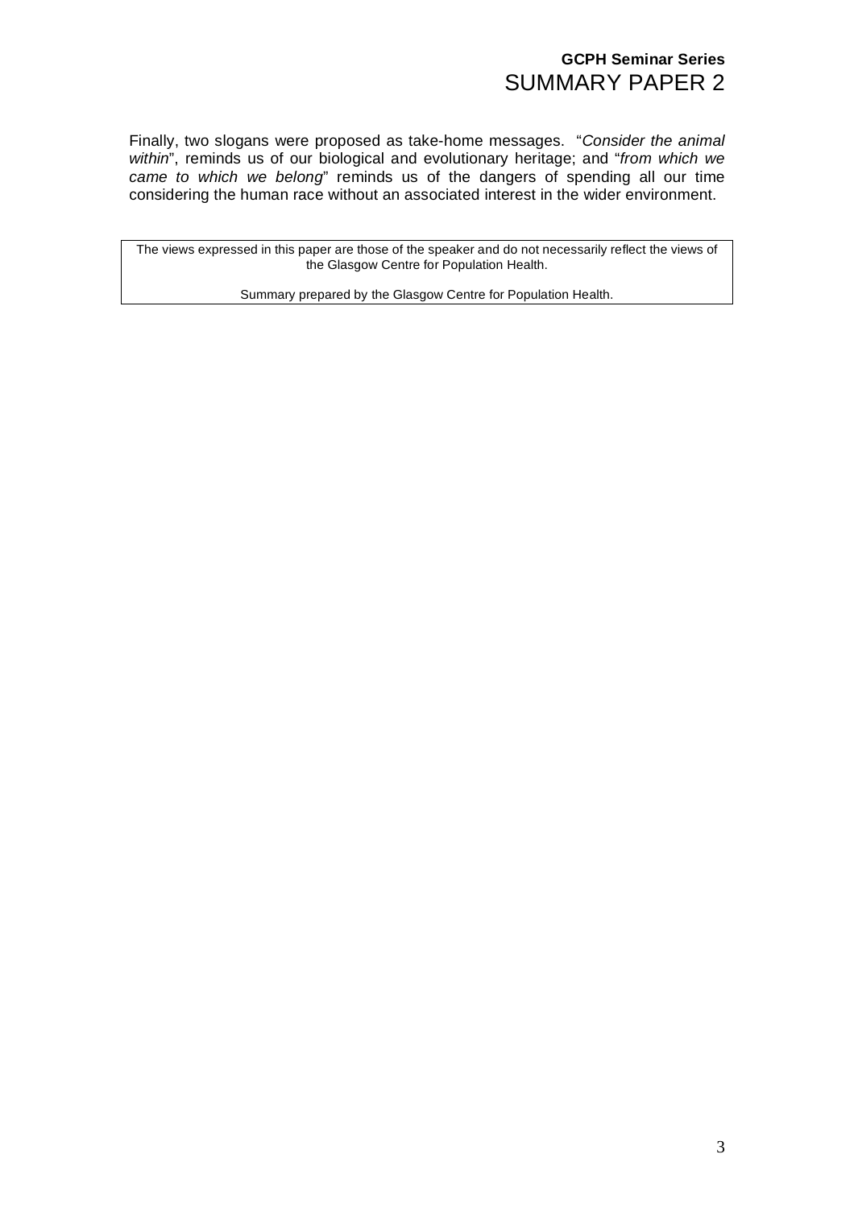Finally, two slogans were proposed as take-home messages. "*Consider the animal within*", reminds us of our biological and evolutionary heritage; and "*from which we came to which we belong*" reminds us of the dangers of spending all our time considering the human race without an associated interest in the wider environment.

The views expressed in this paper are those of the speaker and do not necessarily reflect the views of the Glasgow Centre for Population Health.

Summary prepared by the Glasgow Centre for Population Health.